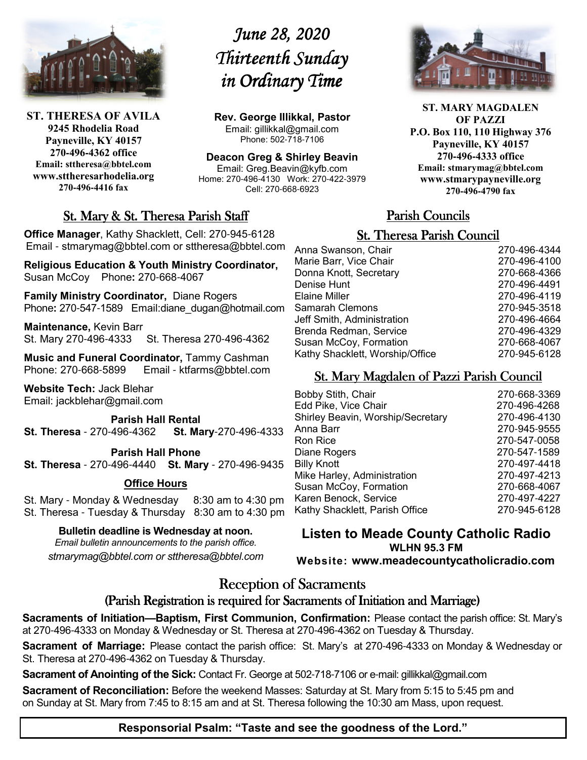**ST. THERESA OF AVILA**
**9245 Rhodelia Road**
**Payneville, KY 40157**
**270-496-4362 office**
**Email: sttheresa@bbtel.com**
**www.sttheresarhodelia.org**
**270-496-4416 fax**

# *June 28, 2020*
# *Thirteenth Sunday in Ordinary Time*

**Rev. George Illikkal, Pastor**
Email: gillikkal@gmail.com
Phone: 502-718-7106

**Deacon Greg & Shirley Beavin**
Email: Greg.Beavin@kyfb.com
Home: 270-496-4130 Work: 270-422-3979
Cell: 270-668-6923

**ST. MARY MAGDALEN OF PAZZI**
**P.O. Box 110, 110 Highway 376**
**Payneville, KY 40157**
**270-496-4333 office**
**Email: stmarymag@bbtel.com**
**www.stmarypayneville.org**
**270-496-4790 fax**

## St. Mary & St. Theresa Parish Staff

**Office Manager**, Kathy Shacklett, Cell: 270-945-6128
Email - stmarymag@bbtel.com or sttheresa@bbtel.com

**Religious Education & Youth Ministry Coordinator,** Susan McCoy Phone**:** 270-668-4067

**Family Ministry Coordinator,** Diane Rogers
Phone**:** 270-547-1589 Email:diane_dugan@hotmail.com

**Maintenance,** Kevin Barr
St. Mary 270-496-4333 St. Theresa 270-496-4362

**Music and Funeral Coordinator,** Tammy Cashman
Phone: 270-668-5899 Email - ktfarms@bbtel.com

**Website Tech:** Jack Blehar
Email: jackblehar@gmail.com

**Parish Hall Rental**
**St. Theresa** - 270-496-4362 **St. Mary**-270-496-4333

**Parish Hall Phone**
**St. Theresa** - 270-496-4440 **St. Mary** - 270-496-9435

**Office Hours**

St. Mary - Monday & Wednesday 8:30 am to 4:30 pm
St. Theresa - Tuesday & Thursday 8:30 am to 4:30 pm

**Bulletin deadline is Wednesday at noon.**
*Email bulletin announcements to the parish office.*
*stmarymag@bbtel.com or sttheresa@bbtel.com*

## Parish Councils

### St. Theresa Parish Council

| | |
|---|---|
| Anna Swanson, Chair | 270-496-4344 |
| Marie Barr, Vice Chair | 270-496-4100 |
| Donna Knott, Secretary | 270-668-4366 |
| Denise Hunt | 270-496-4491 |
| Elaine Miller | 270-496-4119 |
| Samarah Clemons | 270-945-3518 |
| Jeff Smith, Administration | 270-496-4664 |
| Brenda Redman, Service | 270-496-4329 |
| Susan McCoy, Formation | 270-668-4067 |
| Kathy Shacklett, Worship/Office | 270-945-6128 |

### St. Mary Magdalen of Pazzi Parish Council

| | |
|---|---|
| Bobby Stith, Chair | 270-668-3369 |
| Edd Pike, Vice Chair | 270-496-4268 |
| Shirley Beavin, Worship/Secretary | 270-496-4130 |
| Anna Barr | 270-945-9555 |
| Ron Rice | 270-547-0058 |
| Diane Rogers | 270-547-1589 |
| Billy Knott | 270-497-4418 |
| Mike Harley, Administration | 270-497-4213 |
| Susan McCoy, Formation | 270-668-4067 |
| Karen Benock, Service | 270-497-4227 |
| Kathy Shacklett, Parish Office | 270-945-6128 |

**Listen to Meade County Catholic Radio**
**WLHN 95.3 FM**
**Website: www.meadecountycatholicradio.com**

## Reception of Sacraments
### (Parish Registration is required for Sacraments of Initiation and Marriage)

**Sacraments of Initiation—Baptism, First Communion, Confirmation:** Please contact the parish office: St. Mary's at 270-496-4333 on Monday & Wednesday or St. Theresa at 270-496-4362 on Tuesday & Thursday.

**Sacrament of Marriage:** Please contact the parish office: St. Mary's at 270-496-4333 on Monday & Wednesday or St. Theresa at 270-496-4362 on Tuesday & Thursday.

**Sacrament of Anointing of the Sick:** Contact Fr. George at 502-718-7106 or e-mail: gillikkal@gmail.com

**Sacrament of Reconciliation:** Before the weekend Masses: Saturday at St. Mary from 5:15 to 5:45 pm and on Sunday at St. Mary from 7:45 to 8:15 am and at St. Theresa following the 10:30 am Mass, upon request.

**Responsorial Psalm: "Taste and see the goodness of the Lord."**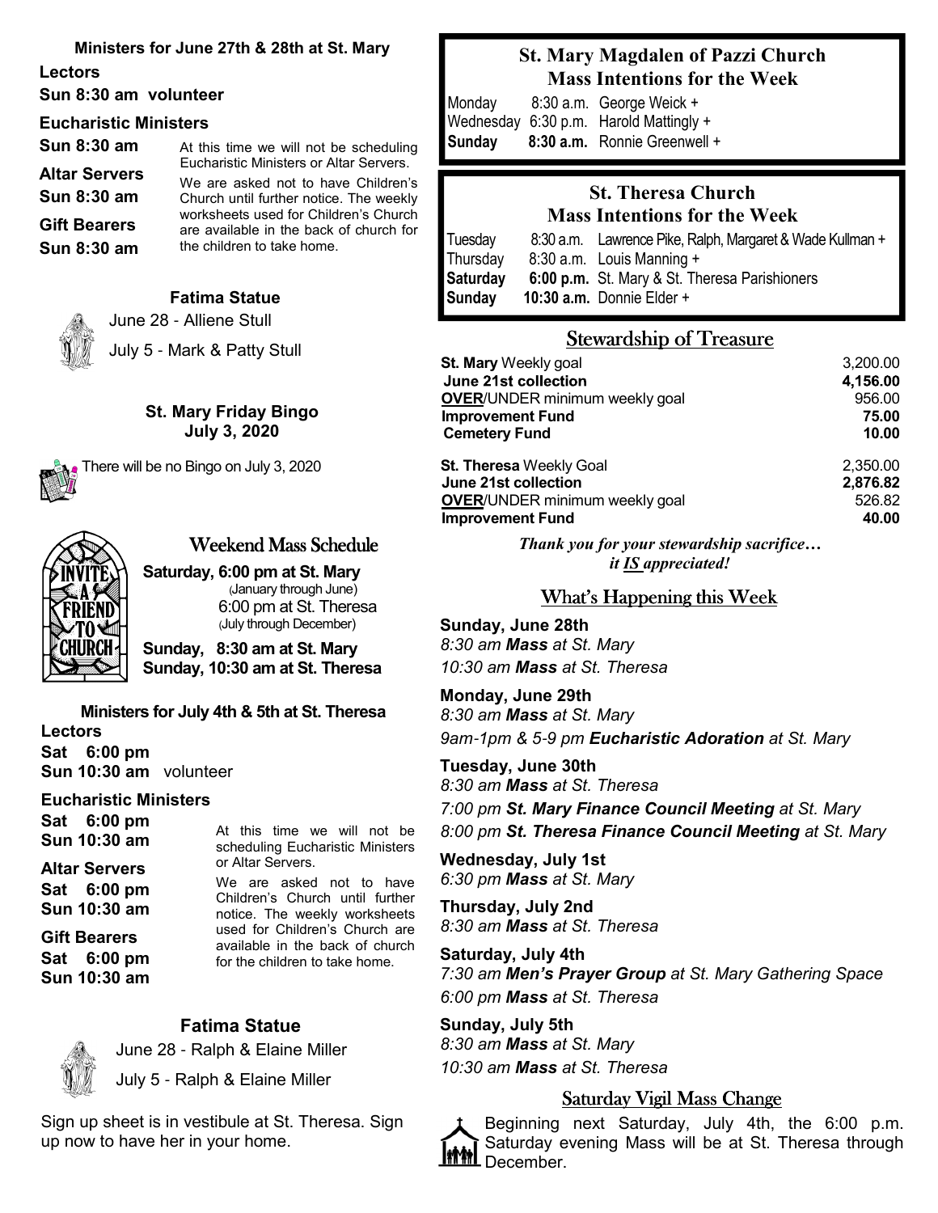### Ministers for June 27th & 28th at St. Mary

**Lectors**

**Sun 8:30 am volunteer**

**Eucharistic Ministers**

**Sun 8:30 am**

**Altar Servers**

**Sun 8:30 am**

**Gift Bearers**

**Sun 8:30 am**

At this time we will not be scheduling Eucharistic Ministers or Altar Servers.

We are asked not to have Children's Church until further notice. The weekly worksheets used for Children's Church are available in the back of church for the children to take home.

### Fatima Statue

June 28 - Alliene Stull

July 5 - Mark & Patty Stull

### St. Mary Friday Bingo
### July 3, 2020

There will be no Bingo on July 3, 2020

## Weekend Mass Schedule

**Saturday, 6:00 pm at St. Mary**
(January through June)
6:00 pm at St. Theresa
(July through December)

**Sunday, 8:30 am at St. Mary**
**Sunday, 10:30 am at St. Theresa**

### Ministers for July 4th & 5th at St. Theresa

**Lectors**

**Sat 6:00 pm**

**Sun 10:30 am** volunteer

**Eucharistic Ministers**

**Sat 6:00 pm**

**Sun 10:30 am**

**Altar Servers**

**Sat 6:00 pm**

**Sun 10:30 am**

**Gift Bearers**

**Sat 6:00 pm**

**Sun 10:30 am**

At this time we will not be scheduling Eucharistic Ministers or Altar Servers.

We are asked not to have Children's Church until further notice. The weekly worksheets used for Children's Church are available in the back of church for the children to take home.

### Fatima Statue

June 28 - Ralph & Elaine Miller

July 5 - Ralph & Elaine Miller

Sign up sheet is in vestibule at St. Theresa. Sign up now to have her in your home.

## St. Mary Magdalen of Pazzi Church
## Mass Intentions for the Week

| | | |
|---|---|---|
| Monday | 8:30 a.m. | George Weick + |
| Wednesday | 6:30 p.m. | Harold Mattingly + |
| **Sunday** | **8:30 a.m.** | Ronnie Greenwell + |

## St. Theresa Church
## Mass Intentions for the Week

| | | |
|---|---|---|
| Tuesday | 8:30 a.m. | Lawrence Pike, Ralph, Margaret & Wade Kullman + |
| Thursday | 8:30 a.m. | Louis Manning + |
| **Saturday** | **6:00 p.m.** | St. Mary & St. Theresa Parishioners |
| **Sunday** | **10:30 a.m.** | Donnie Elder + |

## Stewardship of Treasure

| | |
|---|---|
| **St. Mary** Weekly goal | 3,200.00 |
| **June 21st collection** | **4,156.00** |
| **OVER**/UNDER minimum weekly goal | 956.00 |
| **Improvement Fund** | **75.00** |
| **Cemetery Fund** | **10.00** |
| | |
| **St. Theresa** Weekly Goal | 2,350.00 |
| **June 21st collection** | **2,876.82** |
| **OVER**/UNDER minimum weekly goal | 526.82 |
| **Improvement Fund** | **40.00** |

***Thank you for your stewardship sacrifice… it IS appreciated!***

## What's Happening this Week

**Sunday, June 28th**
*8:30 am **Mass** at St. Mary*
*10:30 am **Mass** at St. Theresa*

**Monday, June 29th**
*8:30 am **Mass** at St. Mary*
*9am-1pm & 5-9 pm **Eucharistic Adoration** at St. Mary*

**Tuesday, June 30th**
*8:30 am **Mass** at St. Theresa*
*7:00 pm **St. Mary Finance Council Meeting** at St. Mary*
*8:00 pm **St. Theresa Finance Council Meeting** at St. Mary*

**Wednesday, July 1st**
*6:30 pm **Mass** at St. Mary*

**Thursday, July 2nd**
*8:30 am **Mass** at St. Theresa*

**Saturday, July 4th**
*7:30 am **Men's Prayer Group** at St. Mary Gathering Space*
*6:00 pm **Mass** at St. Theresa*

**Sunday, July 5th**
*8:30 am **Mass** at St. Mary*
*10:30 am **Mass** at St. Theresa*

## Saturday Vigil Mass Change

Beginning next Saturday, July 4th, the 6:00 p.m. Saturday evening Mass will be at St. Theresa through December.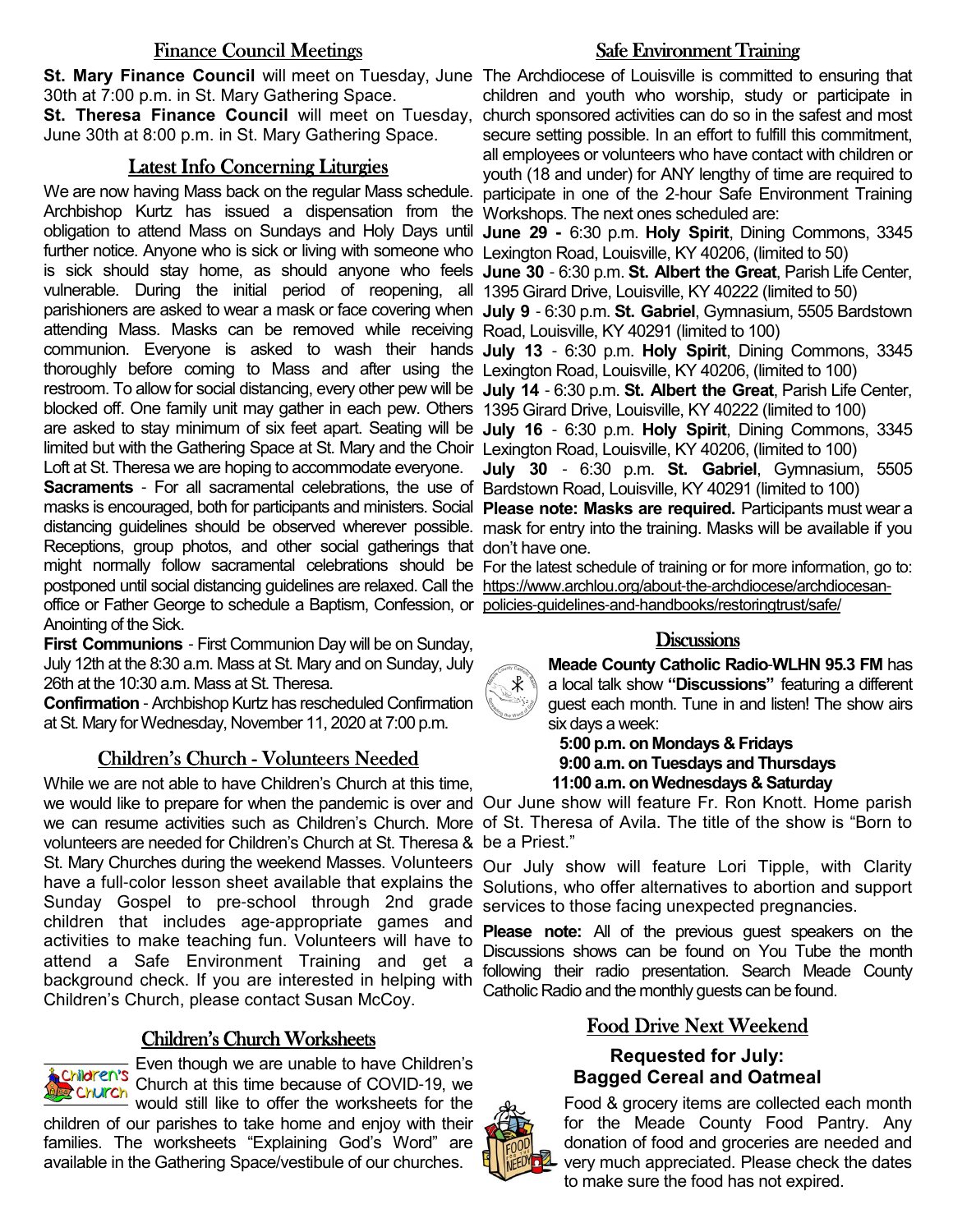## Finance Council Meetings

**St. Mary Finance Council** will meet on Tuesday, June 30th at 7:00 p.m. in St. Mary Gathering Space.

**St. Theresa Finance Council** will meet on Tuesday, June 30th at 8:00 p.m. in St. Mary Gathering Space.

## Latest Info Concerning Liturgies

We are now having Mass back on the regular Mass schedule. Archbishop Kurtz has issued a dispensation from the obligation to attend Mass on Sundays and Holy Days until further notice. Anyone who is sick or living with someone who is sick should stay home, as should anyone who feels vulnerable. During the initial period of reopening, all parishioners are asked to wear a mask or face covering when attending Mass. Masks can be removed while receiving communion. Everyone is asked to wash their hands thoroughly before coming to Mass and after using the restroom. To allow for social distancing, every other pew will be blocked off. One family unit may gather in each pew. Others are asked to stay minimum of six feet apart. Seating will be limited but with the Gathering Space at St. Mary and the Choir Loft at St. Theresa we are hoping to accommodate everyone.

**Sacraments** - For all sacramental celebrations, the use of masks is encouraged, both for participants and ministers. Social distancing guidelines should be observed wherever possible. Receptions, group photos, and other social gatherings that might normally follow sacramental celebrations should be postponed until social distancing guidelines are relaxed. Call the office or Father George to schedule a Baptism, Confession, or Anointing of the Sick.

**First Communions** - First Communion Day will be on Sunday, July 12th at the 8:30 a.m. Mass at St. Mary and on Sunday, July 26th at the 10:30 a.m. Mass at St. Theresa.

**Confirmation** - Archbishop Kurtz has rescheduled Confirmation at St. Mary for Wednesday, November 11, 2020 at 7:00 p.m.

## Children's Church - Volunteers Needed

While we are not able to have Children's Church at this time, we would like to prepare for when the pandemic is over and we can resume activities such as Children's Church. More volunteers are needed for Children's Church at St. Theresa & St. Mary Churches during the weekend Masses. Volunteers have a full-color lesson sheet available that explains the Sunday Gospel to pre-school through 2nd grade children that includes age-appropriate games and activities to make teaching fun. Volunteers will have to attend a Safe Environment Training and get a background check. If you are interested in helping with Children's Church, please contact Susan McCoy.

## Children's Church Worksheets

Even though we are unable to have Children's Church at this time because of COVID-19, we would still like to offer the worksheets for the children of our parishes to take home and enjoy with their families. The worksheets "Explaining God's Word" are available in the Gathering Space/vestibule of our churches.

## Safe Environment Training

The Archdiocese of Louisville is committed to ensuring that children and youth who worship, study or participate in church sponsored activities can do so in the safest and most secure setting possible. In an effort to fulfill this commitment, all employees or volunteers who have contact with children or youth (18 and under) for ANY lengthy of time are required to participate in one of the 2-hour Safe Environment Training Workshops. The next ones scheduled are:

**June 29 -** 6:30 p.m. **Holy Spirit**, Dining Commons, 3345 Lexington Road, Louisville, KY 40206, (limited to 50)

**June 30** - 6:30 p.m. **St. Albert the Great**, Parish Life Center, 1395 Girard Drive, Louisville, KY 40222 (limited to 50)

**July 9** - 6:30 p.m. **St. Gabriel**, Gymnasium, 5505 Bardstown Road, Louisville, KY 40291 (limited to 100)

**July 13** - 6:30 p.m. **Holy Spirit**, Dining Commons, 3345 Lexington Road, Louisville, KY 40206, (limited to 100)

**July 14** - 6:30 p.m. **St. Albert the Great**, Parish Life Center, 1395 Girard Drive, Louisville, KY 40222 (limited to 100)

**July 16** - 6:30 p.m. **Holy Spirit**, Dining Commons, 3345 Lexington Road, Louisville, KY 40206, (limited to 100)

**July 30** - 6:30 p.m. **St. Gabriel**, Gymnasium, 5505 Bardstown Road, Louisville, KY 40291 (limited to 100)

**Please note: Masks are required.** Participants must wear a mask for entry into the training. Masks will be available if you don't have one.

For the latest schedule of training or for more information, go to: https://www.archlou.org/about-the-archdiocese/archdiocesan-policies-guidelines-and-handbooks/restoringtrust/safe/

## Discussions

**Meade County Catholic Radio-WLHN 95.3 FM** has a local talk show **"Discussions"** featuring a different guest each month. Tune in and listen! The show airs six days a week:

**5:00 p.m. on Mondays & Fridays**
**9:00 a.m. on Tuesdays and Thursdays**
**11:00 a.m. on Wednesdays & Saturday**

Our June show will feature Fr. Ron Knott. Home parish of St. Theresa of Avila. The title of the show is "Born to be a Priest."

Our July show will feature Lori Tipple, with Clarity Solutions, who offer alternatives to abortion and support services to those facing unexpected pregnancies.

**Please note:** All of the previous guest speakers on the Discussions shows can be found on You Tube the month following their radio presentation. Search Meade County Catholic Radio and the monthly guests can be found.

## Food Drive Next Weekend

### Requested for July: Bagged Cereal and Oatmeal

Food & grocery items are collected each month for the Meade County Food Pantry. Any donation of food and groceries are needed and very much appreciated. Please check the dates to make sure the food has not expired.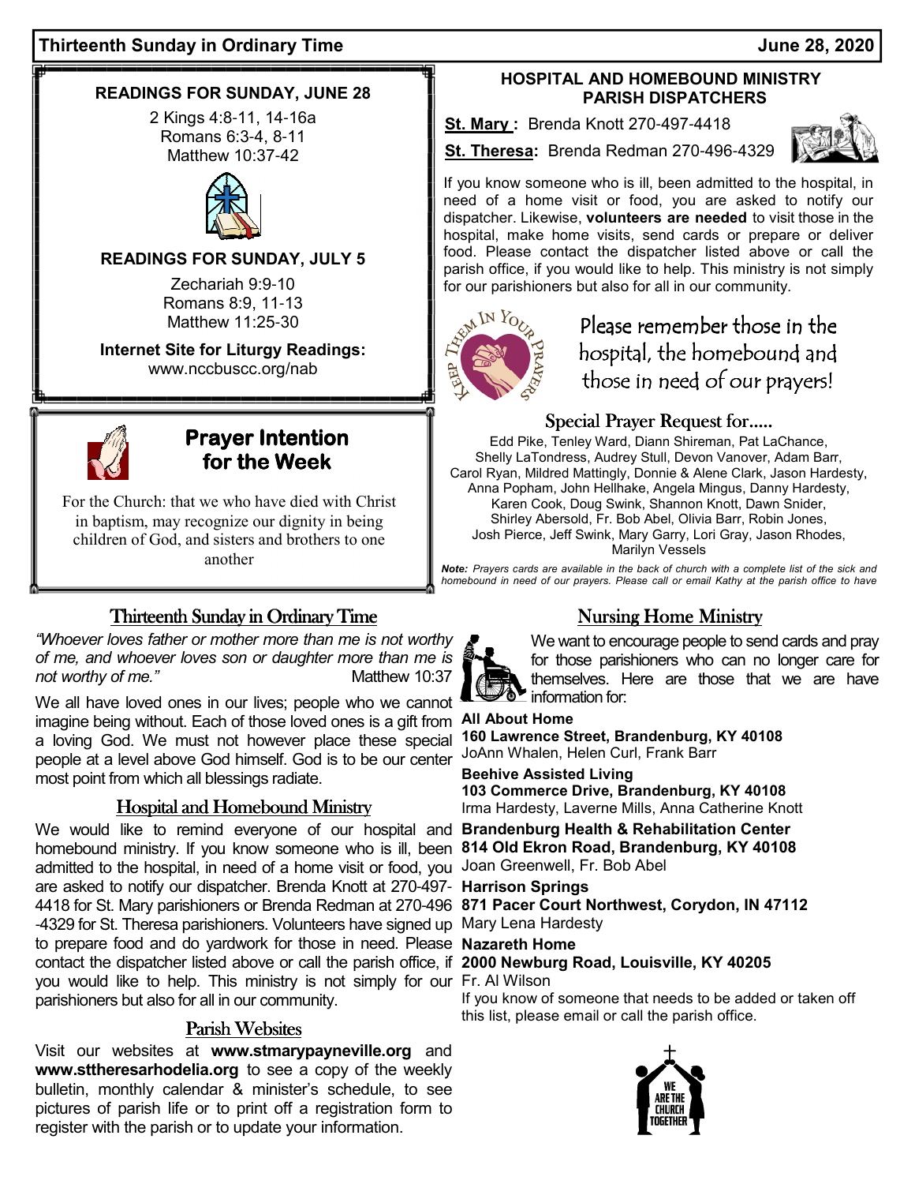**Thirteenth Sunday in Ordinary Time** **June 28, 2020**

## READINGS FOR SUNDAY, JUNE 28

2 Kings 4:8-11, 14-16a
Romans 6:3-4, 8-11
Matthew 10:37-42

## READINGS FOR SUNDAY, JULY 5

Zechariah 9:9-10
Romans 8:9, 11-13
Matthew 11:25-30

**Internet Site for Liturgy Readings:**
www.nccbuscc.org/nab

## Prayer Intention for the Week

For the Church: that we who have died with Christ in baptism, may recognize our dignity in being children of God, and sisters and brothers to one another

## Thirteenth Sunday in Ordinary Time

*"Whoever loves father or mother more than me is not worthy of me, and whoever loves son or daughter more than me is not worthy of me."* Matthew 10:37

We all have loved ones in our lives; people who we cannot imagine being without. Each of those loved ones is a gift from a loving God. We must not however place these special people at a level above God himself. God is to be our center most point from which all blessings radiate.

## Hospital and Homebound Ministry

We would like to remind everyone of our hospital and homebound ministry. If you know someone who is ill, been admitted to the hospital, in need of a home visit or food, you are asked to notify our dispatcher. Brenda Knott at 270-497-4418 for St. Mary parishioners or Brenda Redman at 270-496-4329 for St. Theresa parishioners. Volunteers have signed up to prepare food and do yardwork for those in need. Please contact the dispatcher listed above or call the parish office, if you would like to help. This ministry is not simply for our parishioners but also for all in our community.

## Parish Websites

Visit our websites at **www.stmarypayneville.org** and **www.sttheresarhodelia.org** to see a copy of the weekly bulletin, monthly calendar & minister's schedule, to see pictures of parish life or to print off a registration form to register with the parish or to update your information.

## HOSPITAL AND HOMEBOUND MINISTRY PARISH DISPATCHERS

**St. Mary :** Brenda Knott 270-497-4418

**St. Theresa:** Brenda Redman 270-496-4329

If you know someone who is ill, been admitted to the hospital, in need of a home visit or food, you are asked to notify our dispatcher. Likewise, **volunteers are needed** to visit those in the hospital, make home visits, send cards or prepare or deliver food. Please contact the dispatcher listed above or call the parish office, if you would like to help. This ministry is not simply for our parishioners but also for all in our community.

Keep Them In Your Prayers

Please remember those in the hospital, the homebound and those in need of our prayers!

### Special Prayer Request for.....

Edd Pike, Tenley Ward, Diann Shireman, Pat LaChance, Shelly LaTondress, Audrey Stull, Devon Vanover, Adam Barr, Carol Ryan, Mildred Mattingly, Donnie & Alene Clark, Jason Hardesty, Anna Popham, John Hellhake, Angela Mingus, Danny Hardesty, Karen Cook, Doug Swink, Shannon Knott, Dawn Snider, Shirley Abersold, Fr. Bob Abel, Olivia Barr, Robin Jones, Josh Pierce, Jeff Swink, Mary Garry, Lori Gray, Jason Rhodes, Marilyn Vessels

***Note:*** *Prayers cards are available in the back of church with a complete list of the sick and homebound in need of our prayers. Please call or email Kathy at the parish office to have*

## Nursing Home Ministry

We want to encourage people to send cards and pray for those parishioners who can no longer care for themselves. Here are those that we are have information for:

**All About Home**
**160 Lawrence Street, Brandenburg, KY 40108**
JoAnn Whalen, Helen Curl, Frank Barr

**Beehive Assisted Living**
**103 Commerce Drive, Brandenburg, KY 40108**
Irma Hardesty, Laverne Mills, Anna Catherine Knott

**Brandenburg Health & Rehabilitation Center**
**814 Old Ekron Road, Brandenburg, KY 40108**
Joan Greenwell, Fr. Bob Abel

**Harrison Springs**
**871 Pacer Court Northwest, Corydon, IN 47112**
Mary Lena Hardesty

**Nazareth Home**
**2000 Newburg Road, Louisville, KY 40205**
Fr. Al Wilson

If you know of someone that needs to be added or taken off this list, please email or call the parish office.

WE ARE THE CHURCH TOGETHER